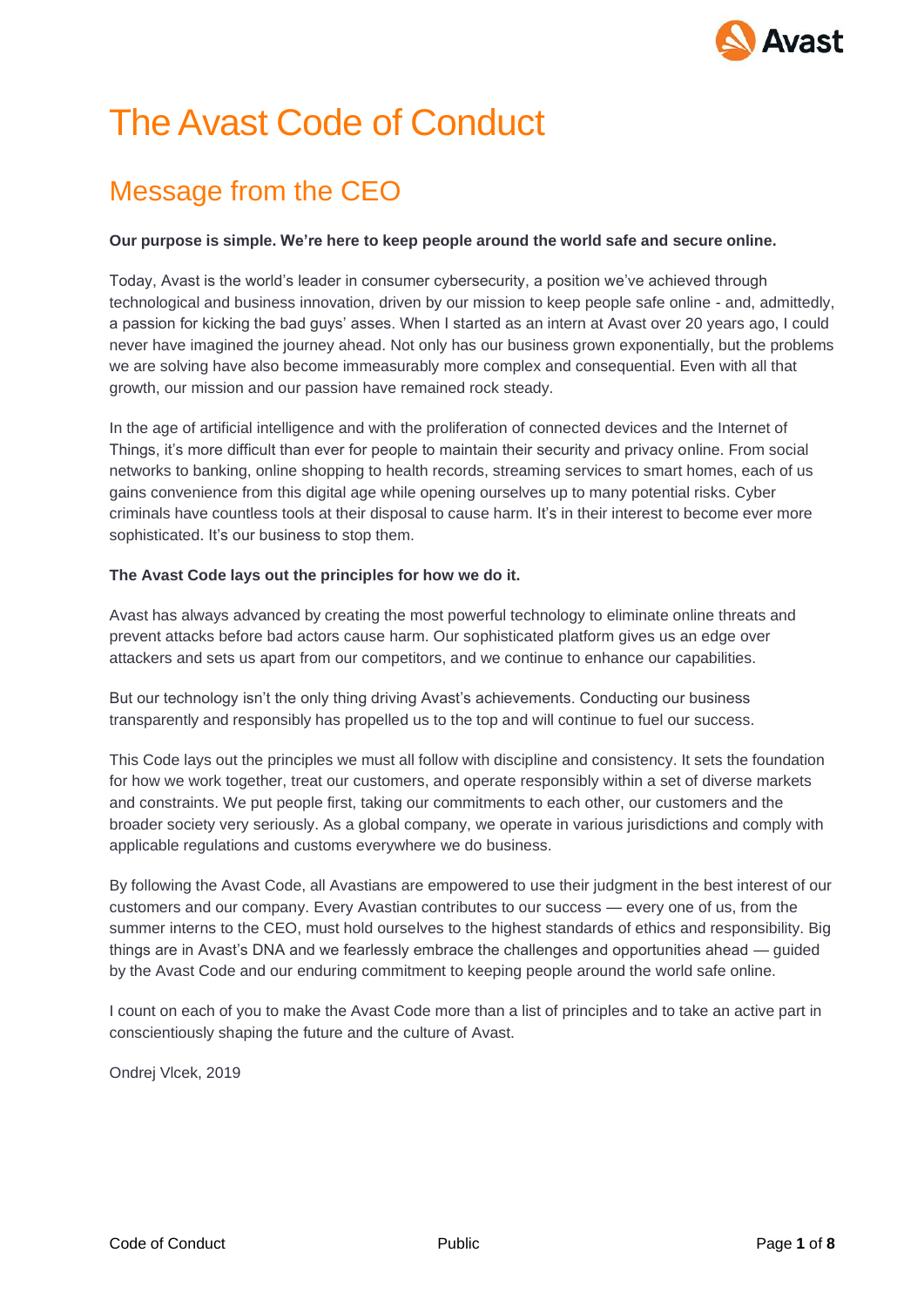# The Avast Code of Conduct

## Message from the CEO

**Our purpose is simple. We're here to keep people around the world safe and secure online.**

Today, Avast is the world's leader in consumer cybersecurity, a position we've achieved through technological and business innovation, driven by our mission to keep people safe online - and, admittedly, a passion for kicking the bad guys' asses. When I started as an intern at Avast over 20 years ago, I could never have imagined the journey ahead. Not only has our business grown exponentially, but the problems we are solving have also become immeasurably more complex and consequential. Even with all that growth, our mission and our passion have remained rock steady.

In the age of artificial intelligence and with the proliferation of connected devices and the Internet of Things, it's more difficult than ever for people to maintain their security and privacy online. From social networks to banking, online shopping to health records, streaming services to smart homes, each of us gains convenience from this digital age while opening ourselves up to many potential risks. Cyber criminals have countless tools at their disposal to cause harm. It's in their interest to become ever more sophisticated. It's our business to stop them.

**The Avast Code lays out the principles for how we do it.**

Avast has always advanced by creating the most powerful technology to eliminate online threats and prevent attacks before bad actors cause harm. Our sophisticated platform gives us an edge over attackers and sets us apart from our competitors, and we continue to enhance our capabilities.

But our technology isn't the only thing driving Avast's achievements. Conducting our business transparently and responsibly has propelled us to the top and will continue to fuel our success.

This Code lays out the principles we must all follow with discipline and consistency. It sets the foundation for how we work together, treat our customers, and operate responsibly within a set of diverse markets and constraints. We put people first, taking our commitments to each other, our customers and the broader society very seriously. As a global company, we operate in various jurisdictions and comply with applicable regulations and customs everywhere we do business.

By following the Avast Code, all Avastians are empowered to use their judgment in the best interest of our customers and our company. Every Avastian contributes to our success — every one of us, from the summer interns to the CEO, must hold ourselves to the highest standards of ethics and responsibility. Big things are in Avast's DNA and we fearlessly embrace the challenges and opportunities ahead — guided by the Avast Code and our enduring commitment to keeping people around the world safe online.

I count on each of you to make the Avast Code more than a list of principles and to take an active part in conscientiously shaping the future and the culture of Avast.

Ondrej Vlcek, 2019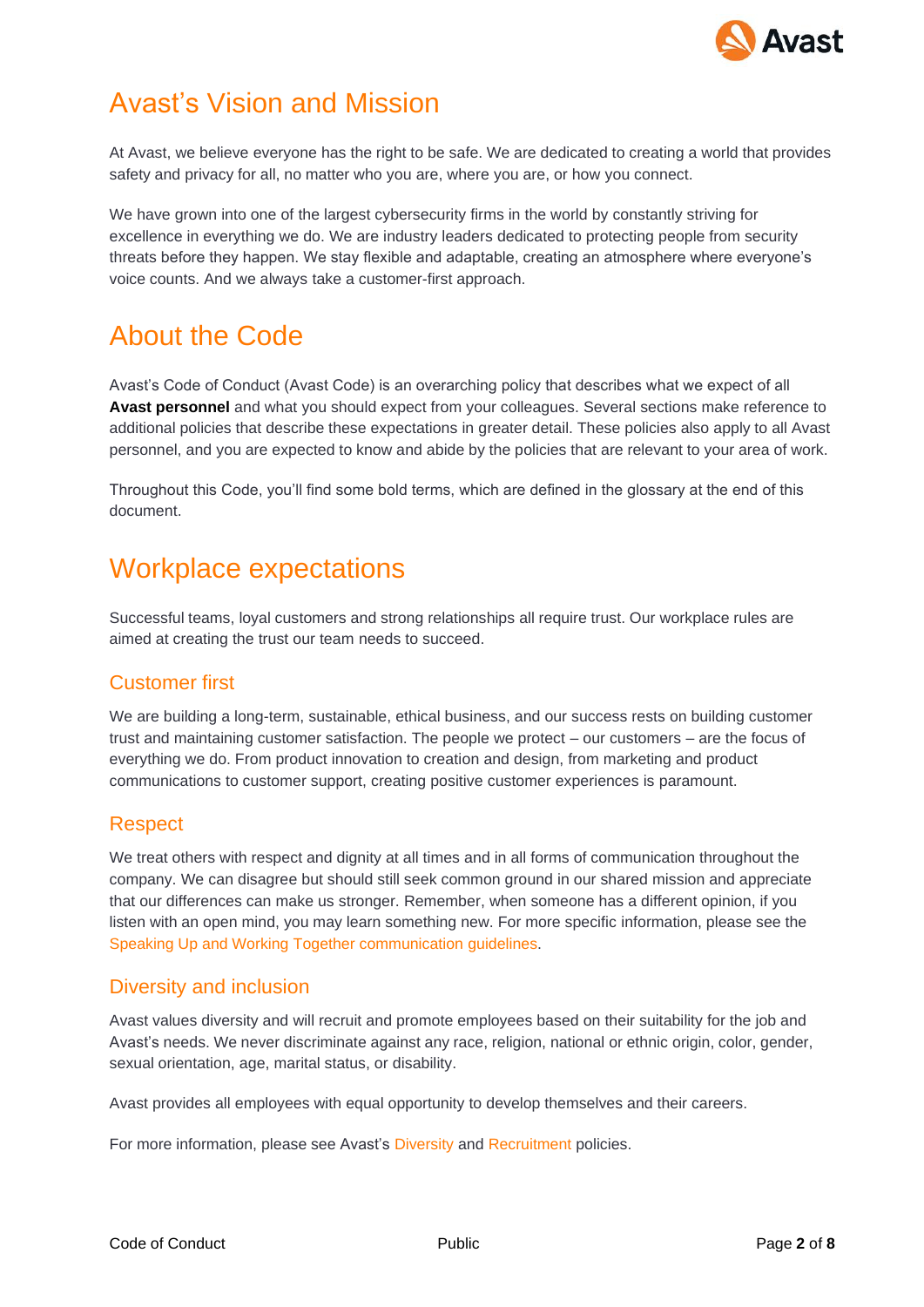# Avast's Vision and Mission

At Avast, we believe everyone has the right to be safe. We are dedicated to creating a world that provides safety and privacy for all, no matter who you are, where you are, or how you connect.

We have grown into one of the largest cybersecurity firms in the world by constantly striving for excellence in everything we do. We are industry leaders dedicated to protecting people from security threats before they happen. We stay flexible and adaptable, creating an atmosphere where everyone's voice counts. And we always take a customer-first approach.

# About the Code

Avast's Code of Conduct (Avast Code) is an overarching policy that describes what we expect of all **Avast personnel** and what you should expect from your colleagues. Several sections make reference to additional policies that describe these expectations in greater detail. These policies also apply to all Avast personnel, and you are expected to know and abide by the policies that are relevant to your area of work.

Throughout this Code, you'll find some bold terms, which are defined in the glossary at the end of this document.

# Workplace expectations

Successful teams, loyal customers and strong relationships all require trust. Our workplace rules are aimed at creating the trust our team needs to succeed.

## Customer first

We are building a long-term, sustainable, ethical business, and our success rests on building customer trust and maintaining customer satisfaction. The people we protect – our customers – are the focus of everything we do. From product innovation to creation and design, from marketing and product communications to customer support, creating positive customer experiences is paramount.

## Respect

We treat others with respect and dignity at all times and in all forms of communication throughout the company. We can disagree but should still seek common ground in our shared mission and appreciate that our differences can make us stronger. Remember, when someone has a different opinion, if you listen with an open mind, you may learn something new. For more specific information, please see the Speaking Up and Working Together communication guidelines.

## Diversity and inclusion

Avast values diversity and will recruit and promote employees based on their suitability for the job and Avast's needs. We never discriminate against any race, religion, national or ethnic origin, color, gender, sexual orientation, age, marital status, or disability.

Avast provides all employees with equal opportunity to develop themselves and their careers.

For more information, please see Avast's Diversity and Recruitment policies.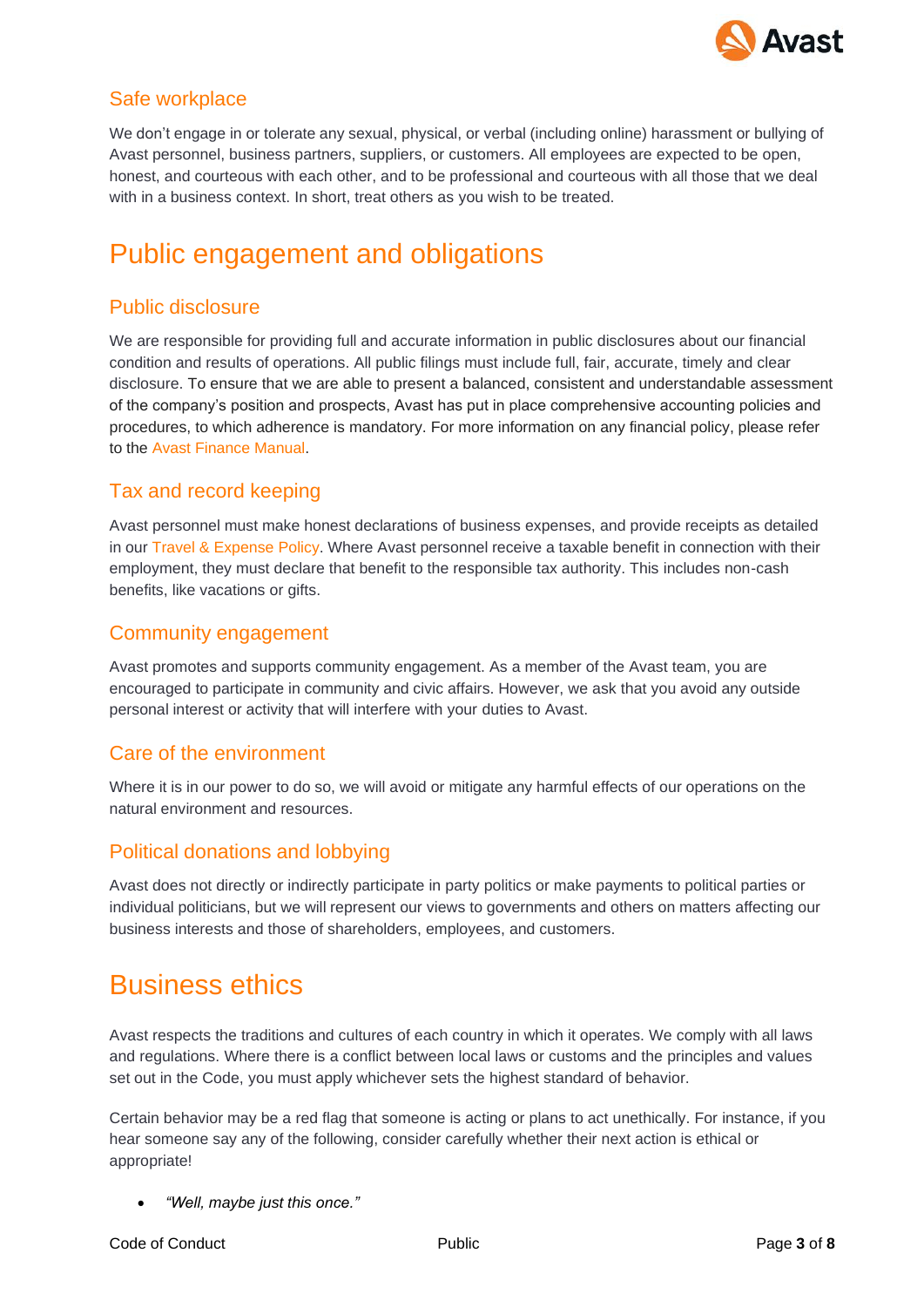### Safe workplace

We don't engage in or tolerate any sexual, physical, or verbal (including online) harassment or bullying of Avast personnel, business partners, suppliers, or customers. All employees are expected to be open, honest, and courteous with each other, and to be professional and courteous with all those that we deal with in a business context. In short, treat others as you wish to be treated.

## Public engagement and obligations

### Public disclosure

We are responsible for providing full and accurate information in public disclosures about our financial condition and results of operations. All public filings must include full, fair, accurate, timely and clear disclosure. To ensure that we are able to present a balanced, consistent and understandable assessment of the company's position and prospects, Avast has put in place comprehensive accounting policies and procedures, to which adherence is mandatory. For more information on any financial policy, please refer to the Avast Finance Manual.

### Tax and record keeping

Avast personnel must make honest declarations of business expenses, and provide receipts as detailed in our Travel & Expense Policy. Where Avast personnel receive a taxable benefit in connection with their employment, they must declare that benefit to the responsible tax authority. This includes non-cash benefits, like vacations or gifts.

### Community engagement

Avast promotes and supports community engagement. As a member of the Avast team, you are encouraged to participate in community and civic affairs. However, we ask that you avoid any outside personal interest or activity that will interfere with your duties to Avast.

### Care of the environment

Where it is in our power to do so, we will avoid or mitigate any harmful effects of our operations on the natural environment and resources.

### Political donations and lobbying

Avast does not directly or indirectly participate in party politics or make payments to political parties or individual politicians, but we will represent our views to governments and others on matters affecting our business interests and those of shareholders, employees, and customers.

## Business ethics

Avast respects the traditions and cultures of each country in which it operates. We comply with all laws and regulations. Where there is a conflict between local laws or customs and the principles and values set out in the Code, you must apply whichever sets the highest standard of behavior.

Certain behavior may be a red flag that someone is acting or plans to act unethically. For instance, if you hear someone say any of the following, consider carefully whether their next action is ethical or appropriate!

- *"Well, maybe just this once."*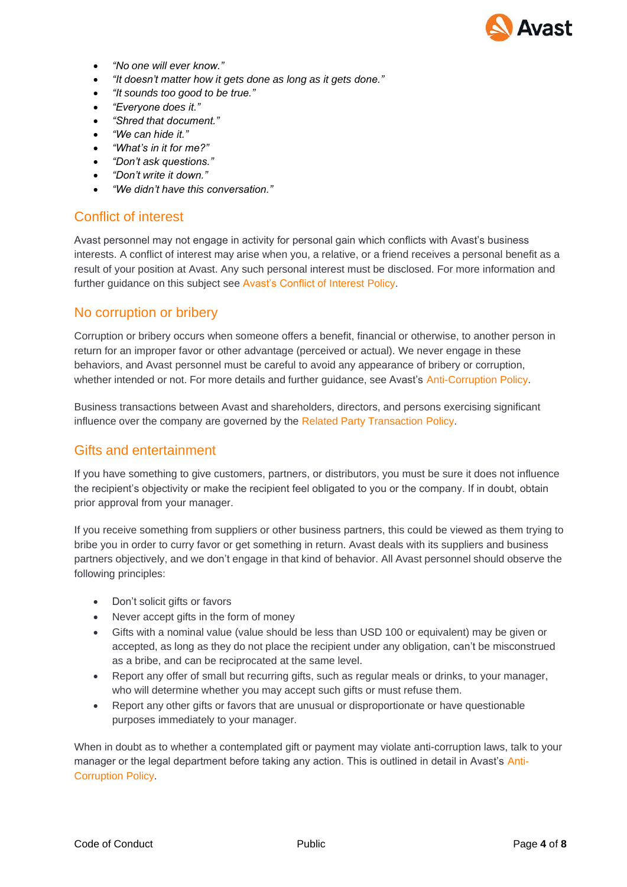- *"No one will ever know."*
- *"It doesn't matter how it gets done as long as it gets done."*
- *"It sounds too good to be true."*
- *"Everyone does it."*
- *"Shred that document."*
- *"We can hide it."*
- *"What's in it for me?"*
- *"Don't ask questions."*
- *"Don't write it down."*
- *"We didn't have this conversation."*

## Conflict of interest

Avast personnel may not engage in activity for personal gain which conflicts with Avast's business interests. A conflict of interest may arise when you, a relative, or a friend receives a personal benefit as a result of your position at Avast. Any such personal interest must be disclosed. For more information and further guidance on this subject see Avast's Conflict of Interest Policy.

## No corruption or bribery

Corruption or bribery occurs when someone offers a benefit, financial or otherwise, to another person in return for an improper favor or other advantage (perceived or actual). We never engage in these behaviors, and Avast personnel must be careful to avoid any appearance of bribery or corruption, whether intended or not. For more details and further guidance, see Avast's Anti-Corruption Policy.

Business transactions between Avast and shareholders, directors, and persons exercising significant influence over the company are governed by the Related Party Transaction Policy.

## Gifts and entertainment

If you have something to give customers, partners, or distributors, you must be sure it does not influence the recipient's objectivity or make the recipient feel obligated to you or the company. If in doubt, obtain prior approval from your manager.

If you receive something from suppliers or other business partners, this could be viewed as them trying to bribe you in order to curry favor or get something in return. Avast deals with its suppliers and business partners objectively, and we don't engage in that kind of behavior. All Avast personnel should observe the following principles:

- Don't solicit gifts or favors
- Never accept gifts in the form of money
- Gifts with a nominal value (value should be less than USD 100 or equivalent) may be given or accepted, as long as they do not place the recipient under any obligation, can't be misconstrued as a bribe, and can be reciprocated at the same level.
- Report any offer of small but recurring gifts, such as regular meals or drinks, to your manager, who will determine whether you may accept such gifts or must refuse them.
- Report any other gifts or favors that are unusual or disproportionate or have questionable purposes immediately to your manager.

When in doubt as to whether a contemplated gift or payment may violate anti-corruption laws, talk to your manager or the legal department before taking any action. This is outlined in detail in Avast's Anti-Corruption Policy.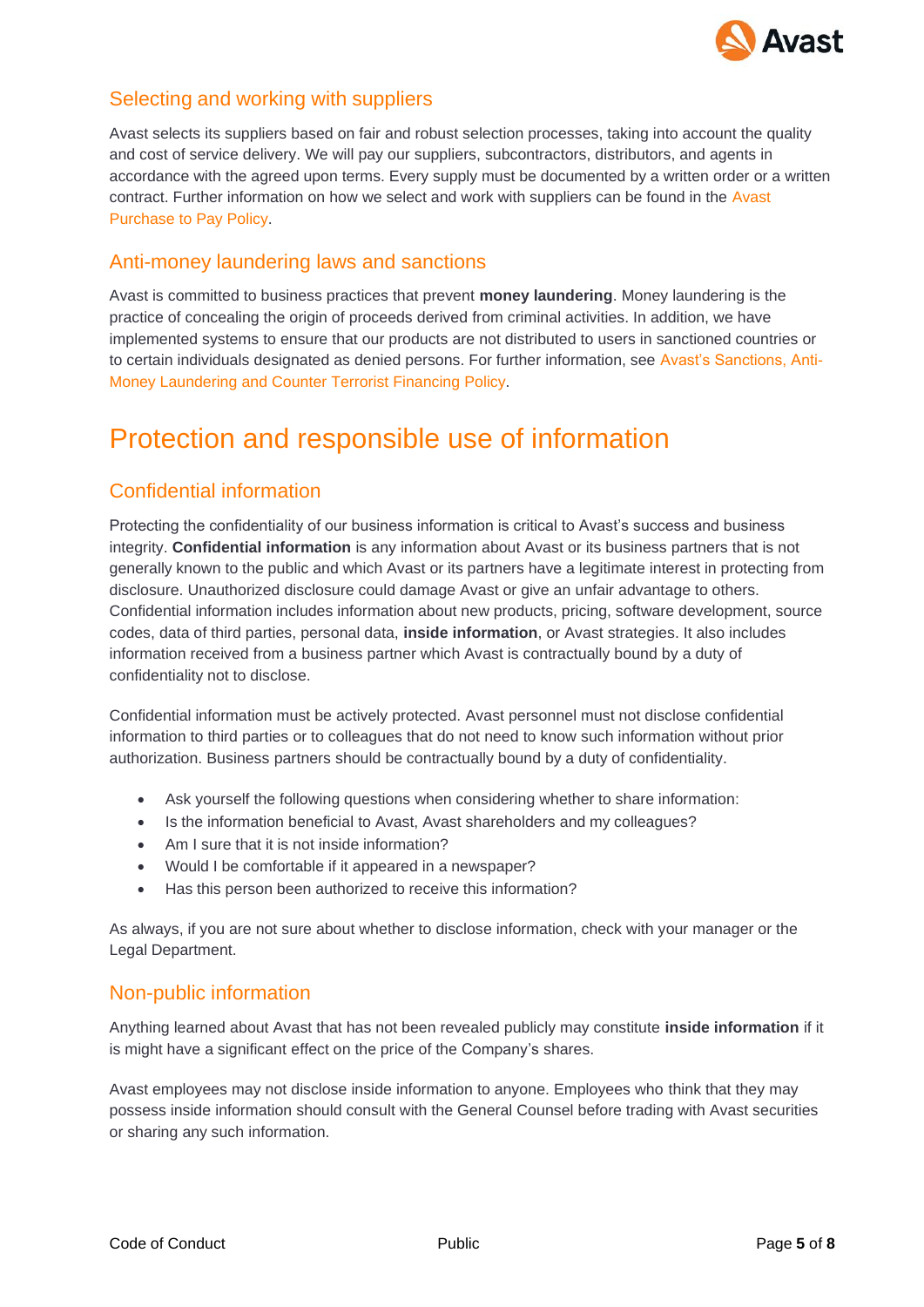## Selecting and working with suppliers

Avast selects its suppliers based on fair and robust selection processes, taking into account the quality and cost of service delivery. We will pay our suppliers, subcontractors, distributors, and agents in accordance with the agreed upon terms. Every supply must be documented by a written order or a written contract. Further information on how we select and work with suppliers can be found in the Avast Purchase to Pay Policy.

## Anti-money laundering laws and sanctions

Avast is committed to business practices that prevent **money laundering**. Money laundering is the practice of concealing the origin of proceeds derived from criminal activities. In addition, we have implemented systems to ensure that our products are not distributed to users in sanctioned countries or to certain individuals designated as denied persons. For further information, see Avast's Sanctions, Anti-Money Laundering and Counter Terrorist Financing Policy.

# Protection and responsible use of information

## Confidential information

Protecting the confidentiality of our business information is critical to Avast's success and business integrity. **Confidential information** is any information about Avast or its business partners that is not generally known to the public and which Avast or its partners have a legitimate interest in protecting from disclosure. Unauthorized disclosure could damage Avast or give an unfair advantage to others. Confidential information includes information about new products, pricing, software development, source codes, data of third parties, personal data, **inside information**, or Avast strategies. It also includes information received from a business partner which Avast is contractually bound by a duty of confidentiality not to disclose.

Confidential information must be actively protected. Avast personnel must not disclose confidential information to third parties or to colleagues that do not need to know such information without prior authorization. Business partners should be contractually bound by a duty of confidentiality.

- Ask yourself the following questions when considering whether to share information:
- Is the information beneficial to Avast, Avast shareholders and my colleagues?
- Am I sure that it is not inside information?
- Would I be comfortable if it appeared in a newspaper?
- Has this person been authorized to receive this information?

As always, if you are not sure about whether to disclose information, check with your manager or the Legal Department.

## Non-public information

Anything learned about Avast that has not been revealed publicly may constitute **inside information** if it is might have a significant effect on the price of the Company's shares.

Avast employees may not disclose inside information to anyone. Employees who think that they may possess inside information should consult with the General Counsel before trading with Avast securities or sharing any such information.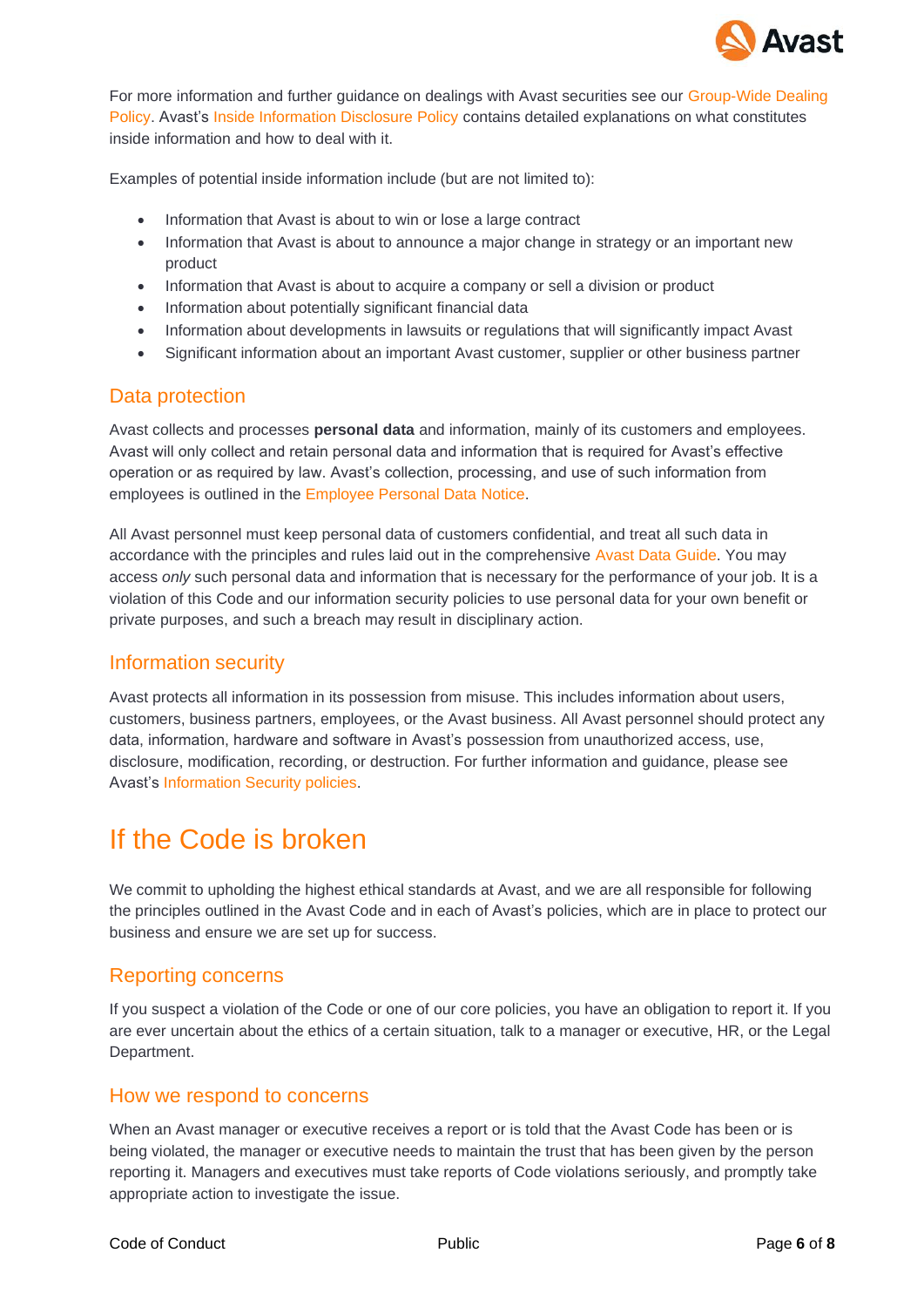For more information and further guidance on dealings with Avast securities see our Group-Wide Dealing Policy. Avast's Inside Information Disclosure Policy contains detailed explanations on what constitutes inside information and how to deal with it.

Examples of potential inside information include (but are not limited to):

- Information that Avast is about to win or lose a large contract
- Information that Avast is about to announce a major change in strategy or an important new product
- Information that Avast is about to acquire a company or sell a division or product
- Information about potentially significant financial data
- Information about developments in lawsuits or regulations that will significantly impact Avast
- Significant information about an important Avast customer, supplier or other business partner

## Data protection

Avast collects and processes **personal data** and information, mainly of its customers and employees. Avast will only collect and retain personal data and information that is required for Avast's effective operation or as required by law. Avast's collection, processing, and use of such information from employees is outlined in the Employee Personal Data Notice.

All Avast personnel must keep personal data of customers confidential, and treat all such data in accordance with the principles and rules laid out in the comprehensive Avast Data Guide. You may access *only* such personal data and information that is necessary for the performance of your job. It is a violation of this Code and our information security policies to use personal data for your own benefit or private purposes, and such a breach may result in disciplinary action.

## Information security

Avast protects all information in its possession from misuse. This includes information about users, customers, business partners, employees, or the Avast business. All Avast personnel should protect any data, information, hardware and software in Avast's possession from unauthorized access, use, disclosure, modification, recording, or destruction. For further information and guidance, please see Avast's Information Security policies.

# If the Code is broken

We commit to upholding the highest ethical standards at Avast, and we are all responsible for following the principles outlined in the Avast Code and in each of Avast's policies, which are in place to protect our business and ensure we are set up for success.

## Reporting concerns

If you suspect a violation of the Code or one of our core policies, you have an obligation to report it. If you are ever uncertain about the ethics of a certain situation, talk to a manager or executive, HR, or the Legal Department.

## How we respond to concerns

When an Avast manager or executive receives a report or is told that the Avast Code has been or is being violated, the manager or executive needs to maintain the trust that has been given by the person reporting it. Managers and executives must take reports of Code violations seriously, and promptly take appropriate action to investigate the issue.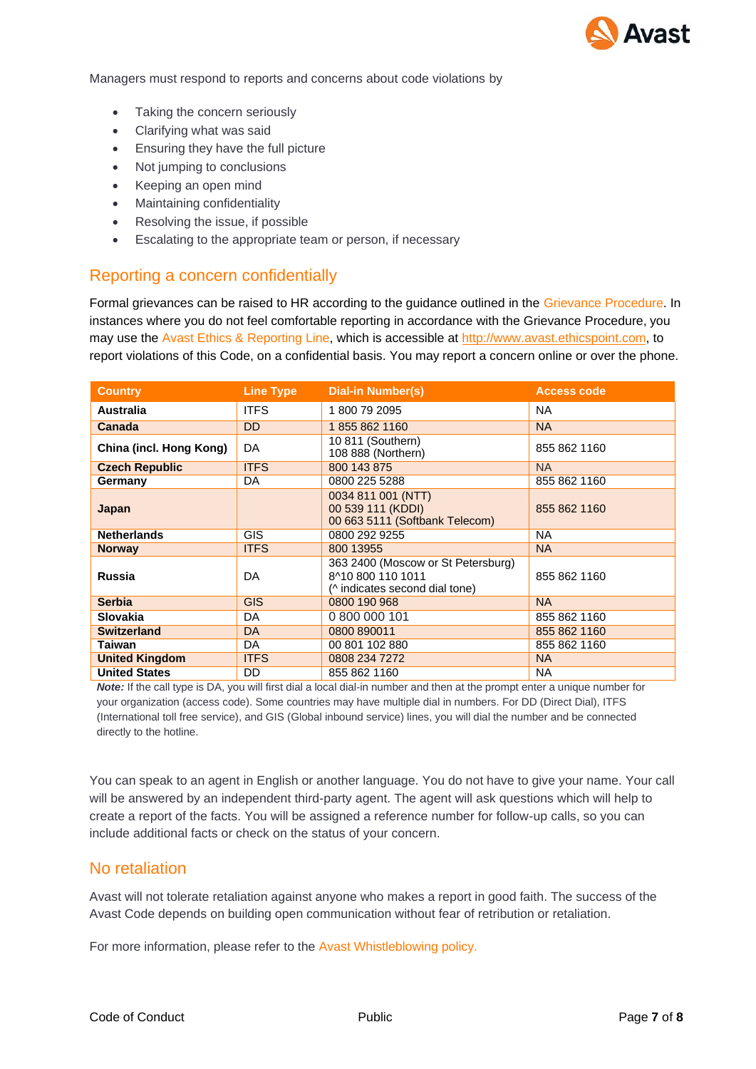Managers must respond to reports and concerns about code violations by

- Taking the concern seriously
- Clarifying what was said
- Ensuring they have the full picture
- Not jumping to conclusions
- Keeping an open mind
- Maintaining confidentiality
- Resolving the issue, if possible
- Escalating to the appropriate team or person, if necessary

## Reporting a concern confidentially

Formal grievances can be raised to HR according to the guidance outlined in the Grievance Procedure. In instances where you do not feel comfortable reporting in accordance with the Grievance Procedure, you may use the Avast Ethics & Reporting Line, which is accessible at http://www.avast.ethicspoint.com, to report violations of this Code, on a confidential basis. You may report a concern online or over the phone.

| Country | Line Type | Dial-in Number(s) | Access code |
|---|---|---|---|
| **Australia** | ITFS | 1 800 79 2095 | NA |
| **Canada** | DD | 1 855 862 1160 | NA |
| **China (incl. Hong Kong)** | DA | 10 811 (Southern)<br>108 888 (Northern) | 855 862 1160 |
| **Czech Republic** | ITFS | 800 143 875 | NA |
| **Germany** | DA | 0800 225 5288 | 855 862 1160 |
| **Japan** | | 0034 811 001 (NTT)<br>00 539 111 (KDDI)<br>00 663 5111 (Softbank Telecom) | 855 862 1160 |
| **Netherlands** | GIS | 0800 292 9255 | NA |
| **Norway** | ITFS | 800 13955 | NA |
| **Russia** | DA | 363 2400 (Moscow or St Petersburg)<br>8^10 800 110 1011<br>(^ indicates second dial tone) | 855 862 1160 |
| **Serbia** | GIS | 0800 190 968 | NA |
| **Slovakia** | DA | 0 800 000 101 | 855 862 1160 |
| **Switzerland** | DA | 0800 890011 | 855 862 1160 |
| **Taiwan** | DA | 00 801 102 880 | 855 862 1160 |
| **United Kingdom** | ITFS | 0808 234 7272 | NA |
| **United States** | DD | 855 862 1160 | NA |

***Note:*** If the call type is DA, you will first dial a local dial-in number and then at the prompt enter a unique number for your organization (access code). Some countries may have multiple dial in numbers. For DD (Direct Dial), ITFS (International toll free service), and GIS (Global inbound service) lines, you will dial the number and be connected directly to the hotline.

You can speak to an agent in English or another language. You do not have to give your name. Your call will be answered by an independent third-party agent. The agent will ask questions which will help to create a report of the facts. You will be assigned a reference number for follow-up calls, so you can include additional facts or check on the status of your concern.

## No retaliation

Avast will not tolerate retaliation against anyone who makes a report in good faith. The success of the Avast Code depends on building open communication without fear of retribution or retaliation.

For more information, please refer to the Avast Whistleblowing policy.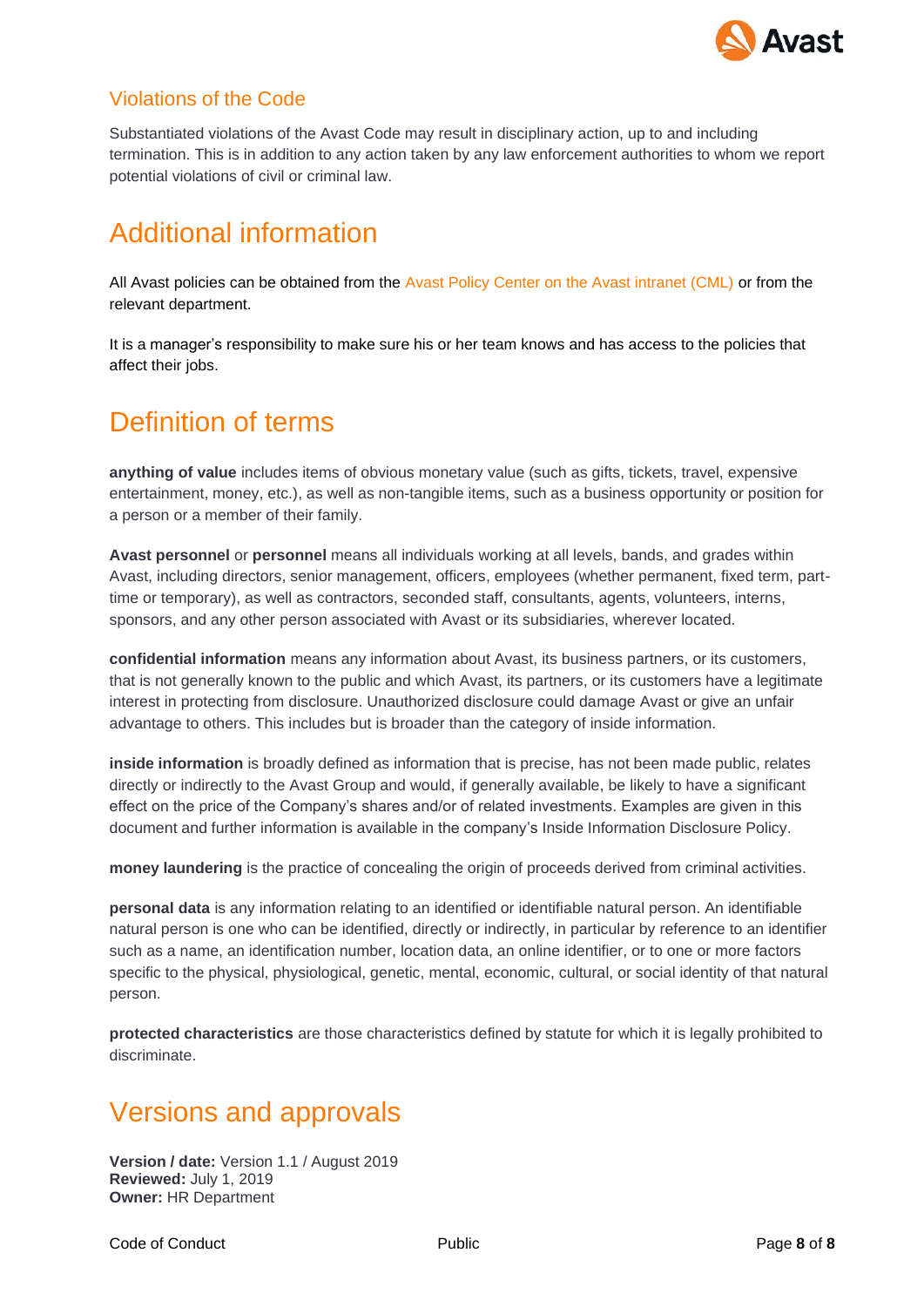### Violations of the Code

Substantiated violations of the Avast Code may result in disciplinary action, up to and including termination. This is in addition to any action taken by any law enforcement authorities to whom we report potential violations of civil or criminal law.

## Additional information

All Avast policies can be obtained from the Avast Policy Center on the Avast intranet (CML) or from the relevant department.

It is a manager's responsibility to make sure his or her team knows and has access to the policies that affect their jobs.

## Definition of terms

**anything of value** includes items of obvious monetary value (such as gifts, tickets, travel, expensive entertainment, money, etc.), as well as non-tangible items, such as a business opportunity or position for a person or a member of their family.

**Avast personnel** or **personnel** means all individuals working at all levels, bands, and grades within Avast, including directors, senior management, officers, employees (whether permanent, fixed term, part-time or temporary), as well as contractors, seconded staff, consultants, agents, volunteers, interns, sponsors, and any other person associated with Avast or its subsidiaries, wherever located.

**confidential information** means any information about Avast, its business partners, or its customers, that is not generally known to the public and which Avast, its partners, or its customers have a legitimate interest in protecting from disclosure. Unauthorized disclosure could damage Avast or give an unfair advantage to others. This includes but is broader than the category of inside information.

**inside information** is broadly defined as information that is precise, has not been made public, relates directly or indirectly to the Avast Group and would, if generally available, be likely to have a significant effect on the price of the Company's shares and/or of related investments. Examples are given in this document and further information is available in the company's Inside Information Disclosure Policy.

**money laundering** is the practice of concealing the origin of proceeds derived from criminal activities.

**personal data** is any information relating to an identified or identifiable natural person. An identifiable natural person is one who can be identified, directly or indirectly, in particular by reference to an identifier such as a name, an identification number, location data, an online identifier, or to one or more factors specific to the physical, physiological, genetic, mental, economic, cultural, or social identity of that natural person.

**protected characteristics** are those characteristics defined by statute for which it is legally prohibited to discriminate.

## Versions and approvals

**Version / date:** Version 1.1 / August 2019
**Reviewed:** July 1, 2019
**Owner:** HR Department